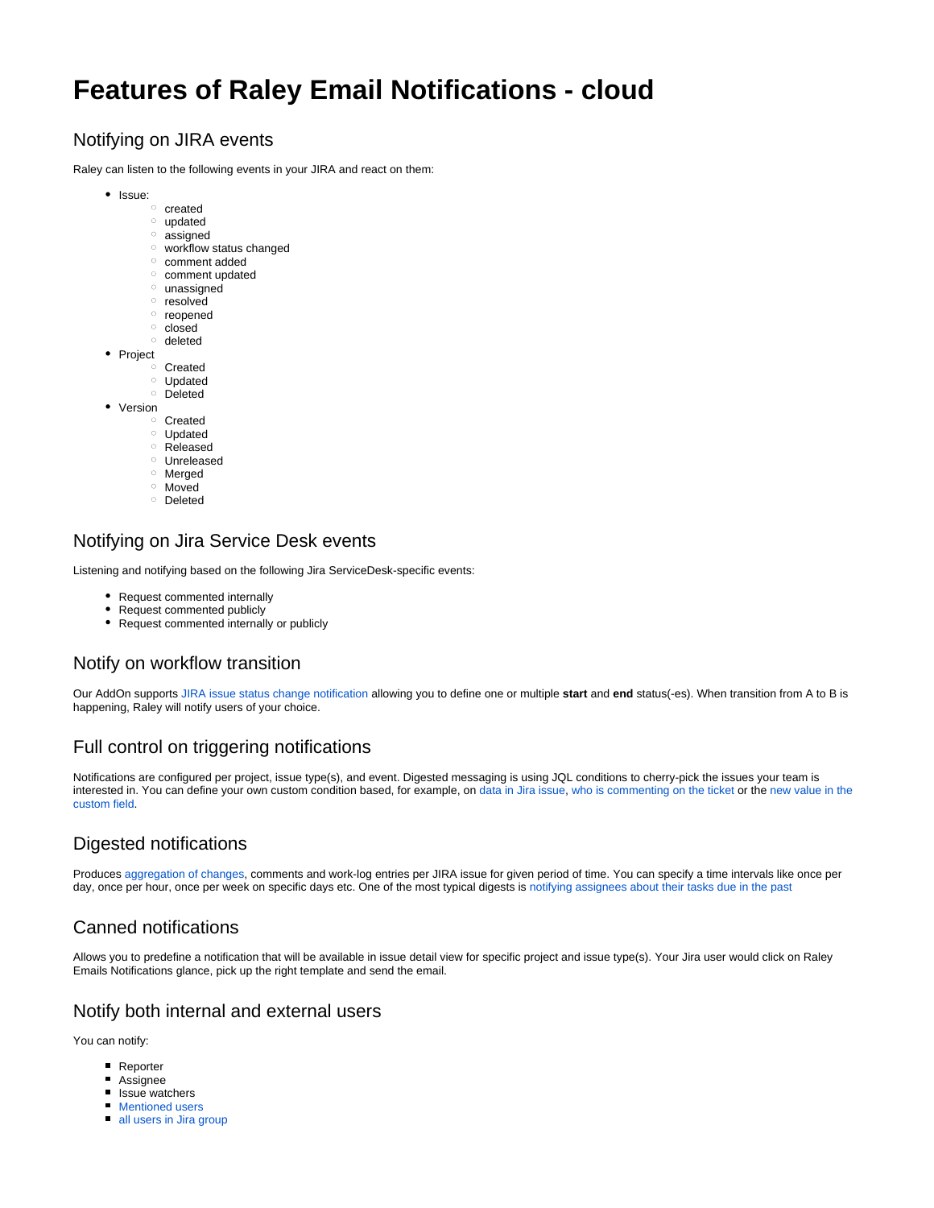# Features of Raley Email Notifications - cloud

## Notifying on JIRA events

Raley can listen to the following events in your JIRA and react on them:

- Issue:
    - created
    - updated
    - assigned
    - workflow status changed
    - comment added
    - comment updated
    - unassigned
    - resolved
    - reopened
    - closed
    - deleted
- Project
    - Created
    - Updated
    - Deleted
- Version
    - Created
    - Updated
    - Released
    - Unreleased
    - Merged
    - Moved
    - Deleted

## Notifying on Jira Service Desk events

Listening and notifying based on the following Jira ServiceDesk-specific events:

- Request commented internally
- Request commented publicly
- Request commented internally or publicly

## Notify on workflow transition

Our AddOn supports JIRA issue status change notification allowing you to define one or multiple **start** and **end** status(-es). When transition from A to B is happening, Raley will notify users of your choice.

## Full control on triggering notifications

Notifications are configured per project, issue type(s), and event. Digested messaging is using JQL conditions to cherry-pick the issues your team is interested in. You can define your own custom condition based, for example, on data in Jira issue, who is commenting on the ticket or the new value in the custom field.

## Digested notifications

Produces aggregation of changes, comments and work-log entries per JIRA issue for given period of time. You can specify a time intervals like once per day, once per hour, once per week on specific days etc. One of the most typical digests is notifying assignees about their tasks due in the past

## Canned notifications

Allows you to predefine a notification that will be available in issue detail view for specific project and issue type(s). Your Jira user would click on Raley Emails Notifications glance, pick up the right template and send the email.

## Notify both internal and external users

You can notify:

- Reporter
- Assignee
- Issue watchers
- Mentioned users
- all users in Jira group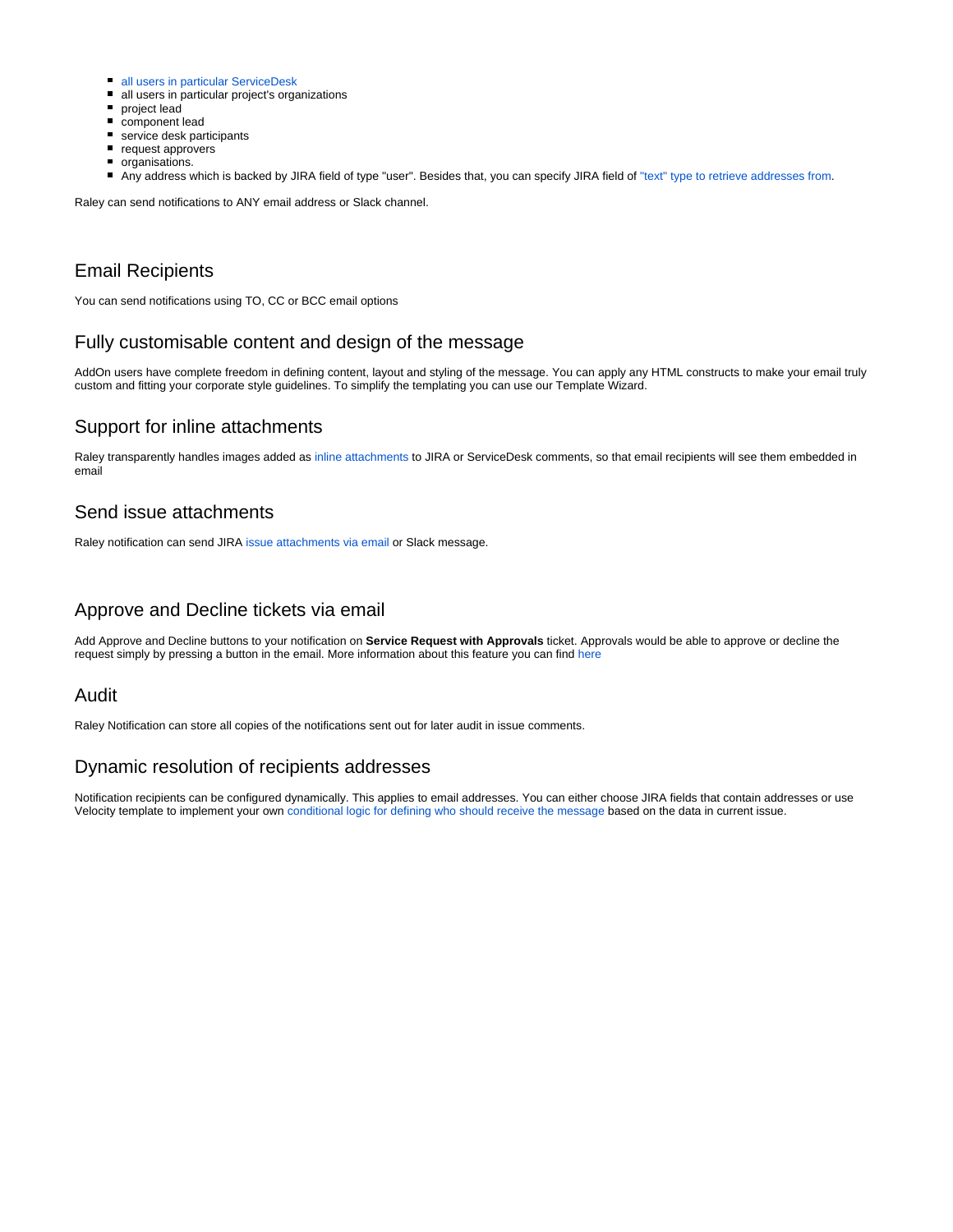- all users in particular ServiceDesk
- all users in particular project's organizations
- project lead
- component lead
- service desk participants
- request approvers
- organisations.
- Any address which is backed by JIRA field of type "user". Besides that, you can specify JIRA field of "text" type to retrieve addresses from.

Raley can send notifications to ANY email address or Slack channel.

## Email Recipients

You can send notifications using TO, CC or BCC email options

## Fully customisable content and design of the message

AddOn users have complete freedom in defining content, layout and styling of the message. You can apply any HTML constructs to make your email truly custom and fitting your corporate style guidelines. To simplify the templating you can use our Template Wizard.

## Support for inline attachments

Raley transparently handles images added as inline attachments to JIRA or ServiceDesk comments, so that email recipients will see them embedded in email

## Send issue attachments

Raley notification can send JIRA issue attachments via email or Slack message.

## Approve and Decline tickets via email

Add Approve and Decline buttons to your notification on **Service Request with Approvals** ticket. Approvals would be able to approve or decline the request simply by pressing a button in the email. More information about this feature you can find here

## Audit

Raley Notification can store all copies of the notifications sent out for later audit in issue comments.

## Dynamic resolution of recipients addresses

Notification recipients can be configured dynamically. This applies to email addresses. You can either choose JIRA fields that contain addresses or use Velocity template to implement your own conditional logic for defining who should receive the message based on the data in current issue.